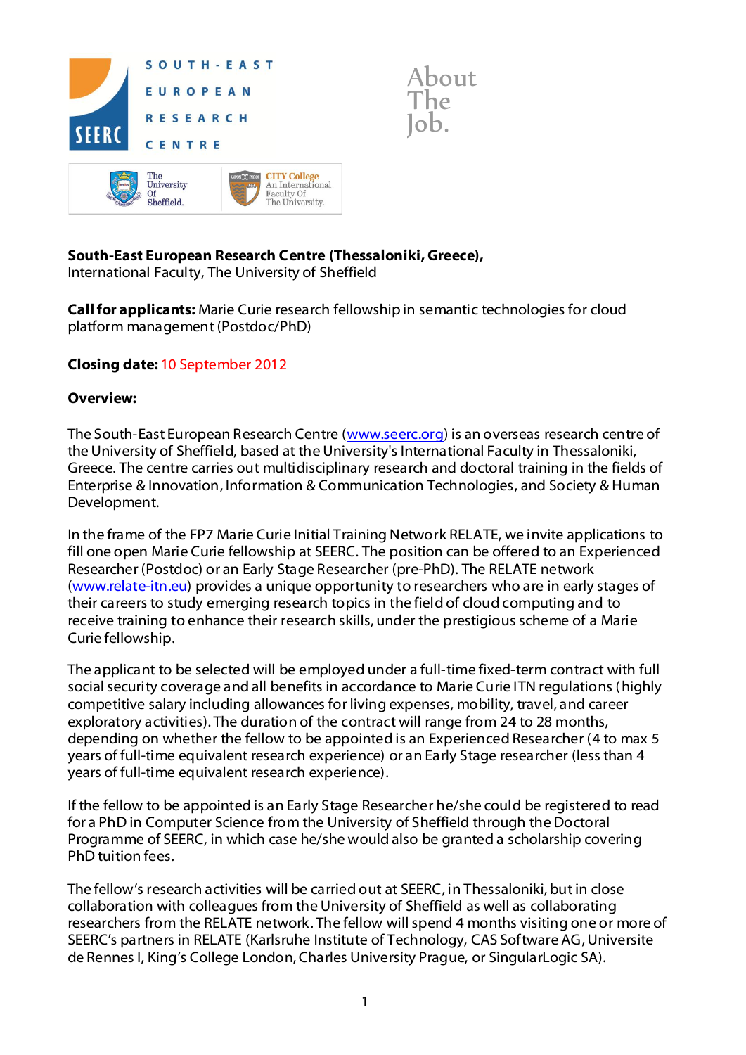SOUTH-EAST EUROPEAN RESEARCH CENTRE

The University Of Sheffield. | CITY College An International Faculty Of The University.

About The Job.

**South-East European Research Centre (Thessaloniki, Greece),**
International Faculty, The University of Sheffield

**Call for applicants:** Marie Curie research fellowship in semantic technologies for cloud platform management (Postdoc/PhD)

**Closing date:** 10 September 2012

**Overview:**

The South-East European Research Centre (www.seerc.org) is an overseas research centre of the University of Sheffield, based at the University's International Faculty in Thessaloniki, Greece. The centre carries out multidisciplinary research and doctoral training in the fields of Enterprise & Innovation, Information & Communication Technologies, and Society & Human Development.

In the frame of the FP7 Marie Curie Initial Training Network RELATE, we invite applications to fill one open Marie Curie fellowship at SEERC. The position can be offered to an Experienced Researcher (Postdoc) or an Early Stage Researcher (pre-PhD). The RELATE network (www.relate-itn.eu) provides a unique opportunity to researchers who are in early stages of their careers to study emerging research topics in the field of cloud computing and to receive training to enhance their research skills, under the prestigious scheme of a Marie Curie fellowship.

The applicant to be selected will be employed under a full-time fixed-term contract with full social security coverage and all benefits in accordance to Marie Curie ITN regulations (highly competitive salary including allowances for living expenses, mobility, travel, and career exploratory activities). The duration of the contract will range from 24 to 28 months, depending on whether the fellow to be appointed is an Experienced Researcher (4 to max 5 years of full-time equivalent research experience) or an Early Stage researcher (less than 4 years of full-time equivalent research experience).

If the fellow to be appointed is an Early Stage Researcher he/she could be registered to read for a PhD in Computer Science from the University of Sheffield through the Doctoral Programme of SEERC, in which case he/she would also be granted a scholarship covering PhD tuition fees.

The fellow's research activities will be carried out at SEERC, in Thessaloniki, but in close collaboration with colleagues from the University of Sheffield as well as collaborating researchers from the RELATE network. The fellow will spend 4 months visiting one or more of SEERC's partners in RELATE (Karlsruhe Institute of Technology, CAS Software AG, Universite de Rennes I, King's College London, Charles University Prague, or SingularLogic SA).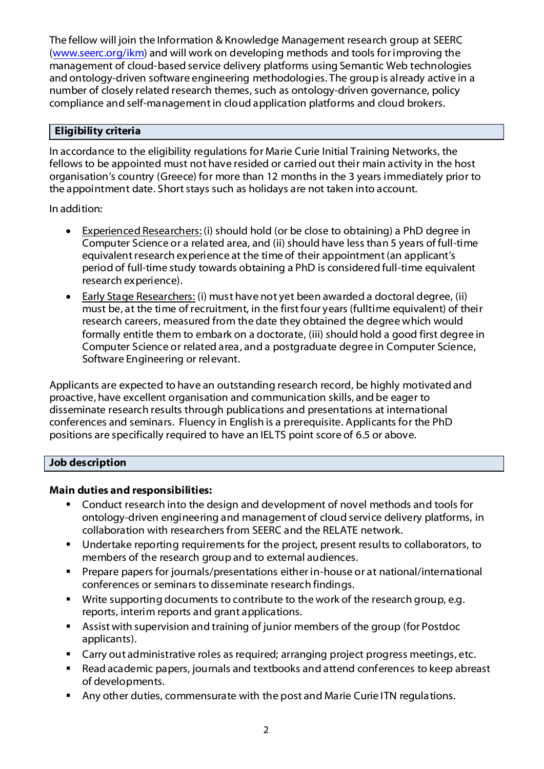The fellow will join the Information & Knowledge Management research group at SEERC ([www.seerc.org/ikm](www.seerc.org/ikm)) and will work on developing methods and tools for improving the management of cloud-based service delivery platforms using Semantic Web technologies and ontology-driven software engineering methodologies. The group is already active in a number of closely related research themes, such as ontology-driven governance, policy compliance and self-management in cloud application platforms and cloud brokers.

## Eligibility criteria

In accordance to the eligibility regulations for Marie Curie Initial Training Networks, the fellows to be appointed must not have resided or carried out their main activity in the host organisation's country (Greece) for more than 12 months in the 3 years immediately prior to the appointment date. Short stays such as holidays are not taken into account.

In addition:

- Experienced Researchers: (i) should hold (or be close to obtaining) a PhD degree in Computer Science or a related area, and (ii) should have less than 5 years of full-time equivalent research experience at the time of their appointment (an applicant's period of full-time study towards obtaining a PhD is considered full-time equivalent research experience).
- Early Stage Researchers: (i) must have not yet been awarded a doctoral degree, (ii) must be, at the time of recruitment, in the first four years (fulltime equivalent) of their research careers, measured from the date they obtained the degree which would formally entitle them to embark on a doctorate, (iii) should hold a good first degree in Computer Science or related area, and a postgraduate degree in Computer Science, Software Engineering or relevant.

Applicants are expected to have an outstanding research record, be highly motivated and proactive, have excellent organisation and communication skills, and be eager to disseminate research results through publications and presentations at international conferences and seminars. Fluency in English is a prerequisite. Applicants for the PhD positions are specifically required to have an IELTS point score of 6.5 or above.

## Job description

**Main duties and responsibilities:**

- Conduct research into the design and development of novel methods and tools for ontology-driven engineering and management of cloud service delivery platforms, in collaboration with researchers from SEERC and the RELATE network.
- Undertake reporting requirements for the project, present results to collaborators, to members of the research group and to external audiences.
- Prepare papers for journals/presentations either in-house or at national/international conferences or seminars to disseminate research findings.
- Write supporting documents to contribute to the work of the research group, e.g. reports, interim reports and grant applications.
- Assist with supervision and training of junior members of the group (for Postdoc applicants).
- Carry out administrative roles as required; arranging project progress meetings, etc.
- Read academic papers, journals and textbooks and attend conferences to keep abreast of developments.
- Any other duties, commensurate with the post and Marie Curie ITN regulations.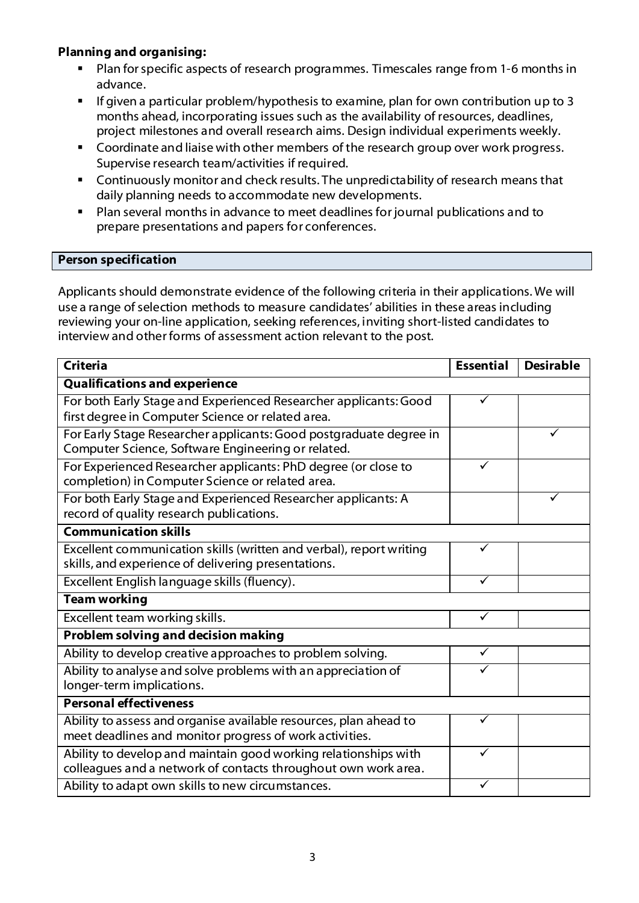**Planning and organising:**

- Plan for specific aspects of research programmes. Timescales range from 1-6 months in advance.
- If given a particular problem/hypothesis to examine, plan for own contribution up to 3 months ahead, incorporating issues such as the availability of resources, deadlines, project milestones and overall research aims. Design individual experiments weekly.
- Coordinate and liaise with other members of the research group over work progress. Supervise research team/activities if required.
- Continuously monitor and check results. The unpredictability of research means that daily planning needs to accommodate new developments.
- Plan several months in advance to meet deadlines for journal publications and to prepare presentations and papers for conferences.

## Person specification

Applicants should demonstrate evidence of the following criteria in their applications. We will use a range of selection methods to measure candidates' abilities in these areas including reviewing your on-line application, seeking references, inviting short-listed candidates to interview and other forms of assessment action relevant to the post.

| Criteria | Essential | Desirable |
|---|---|---|
| **Qualifications and experience** | | |
| For both Early Stage and Experienced Researcher applicants: Good first degree in Computer Science or related area. | ✓ | |
| For Early Stage Researcher applicants: Good postgraduate degree in Computer Science, Software Engineering or related. | | ✓ |
| For Experienced Researcher applicants: PhD degree (or close to completion) in Computer Science or related area. | ✓ | |
| For both Early Stage and Experienced Researcher applicants: A record of quality research publications. | | ✓ |
| **Communication skills** | | |
| Excellent communication skills (written and verbal), report writing skills, and experience of delivering presentations. | ✓ | |
| Excellent English language skills (fluency). | ✓ | |
| **Team working** | | |
| Excellent team working skills. | ✓ | |
| **Problem solving and decision making** | | |
| Ability to develop creative approaches to problem solving. | ✓ | |
| Ability to analyse and solve problems with an appreciation of longer-term implications. | ✓ | |
| **Personal effectiveness** | | |
| Ability to assess and organise available resources, plan ahead to meet deadlines and monitor progress of work activities. | ✓ | |
| Ability to develop and maintain good working relationships with colleagues and a network of contacts throughout own work area. | ✓ | |
| Ability to adapt own skills to new circumstances. | ✓ | |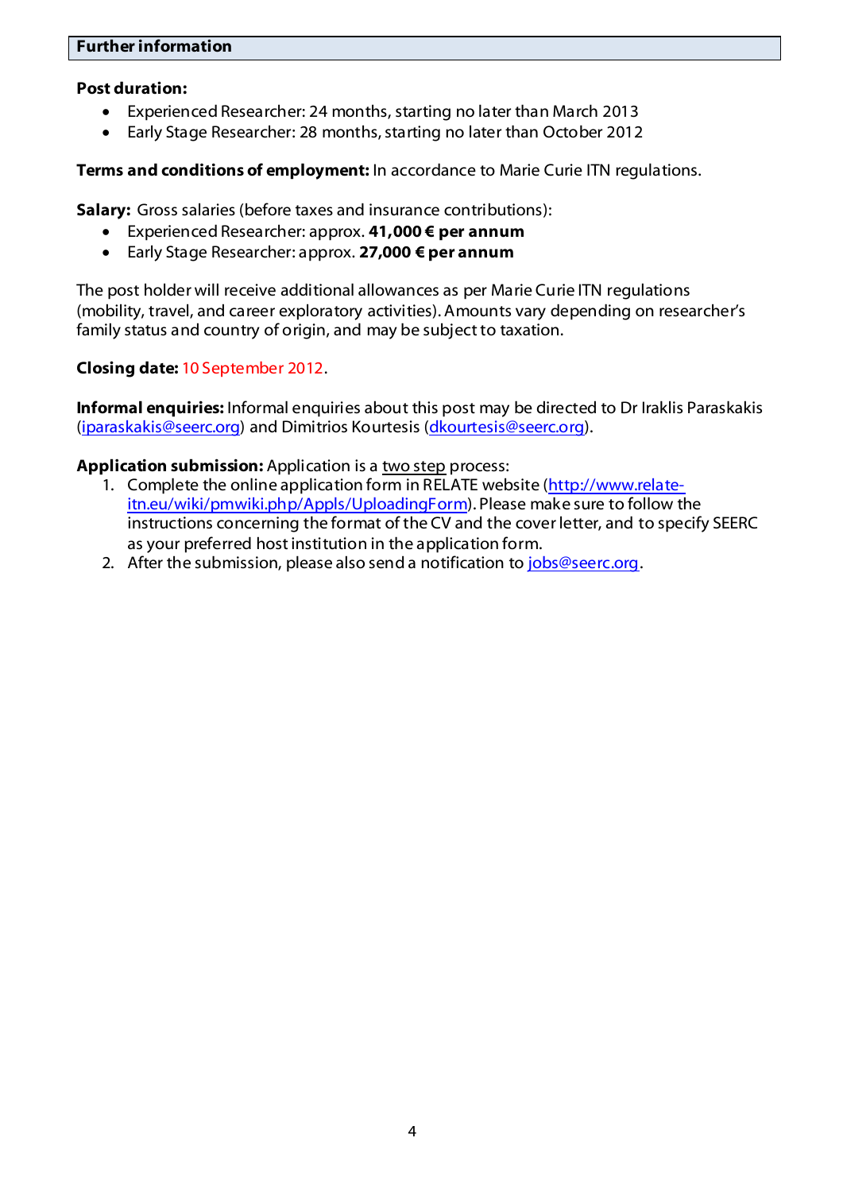## Further information

**Post duration:**

- Experienced Researcher: 24 months, starting no later than March 2013
- Early Stage Researcher: 28 months, starting no later than October 2012

**Terms and conditions of employment:** In accordance to Marie Curie ITN regulations.

**Salary:** Gross salaries (before taxes and insurance contributions):

- Experienced Researcher: approx. **41,000 € per annum**
- Early Stage Researcher: approx. **27,000 € per annum**

The post holder will receive additional allowances as per Marie Curie ITN regulations (mobility, travel, and career exploratory activities). Amounts vary depending on researcher's family status and country of origin, and may be subject to taxation.

**Closing date:** 10 September 2012.

**Informal enquiries:** Informal enquiries about this post may be directed to Dr Iraklis Paraskakis (iparaskakis@seerc.org) and Dimitrios Kourtesis (dkourtesis@seerc.org).

**Application submission:** Application is a two step process:

1. Complete the online application form in RELATE website (http://www.relate-itn.eu/wiki/pmwiki.php/Appls/UploadingForm). Please make sure to follow the instructions concerning the format of the CV and the cover letter, and to specify SEERC as your preferred host institution in the application form.
2. After the submission, please also send a notification to jobs@seerc.org.